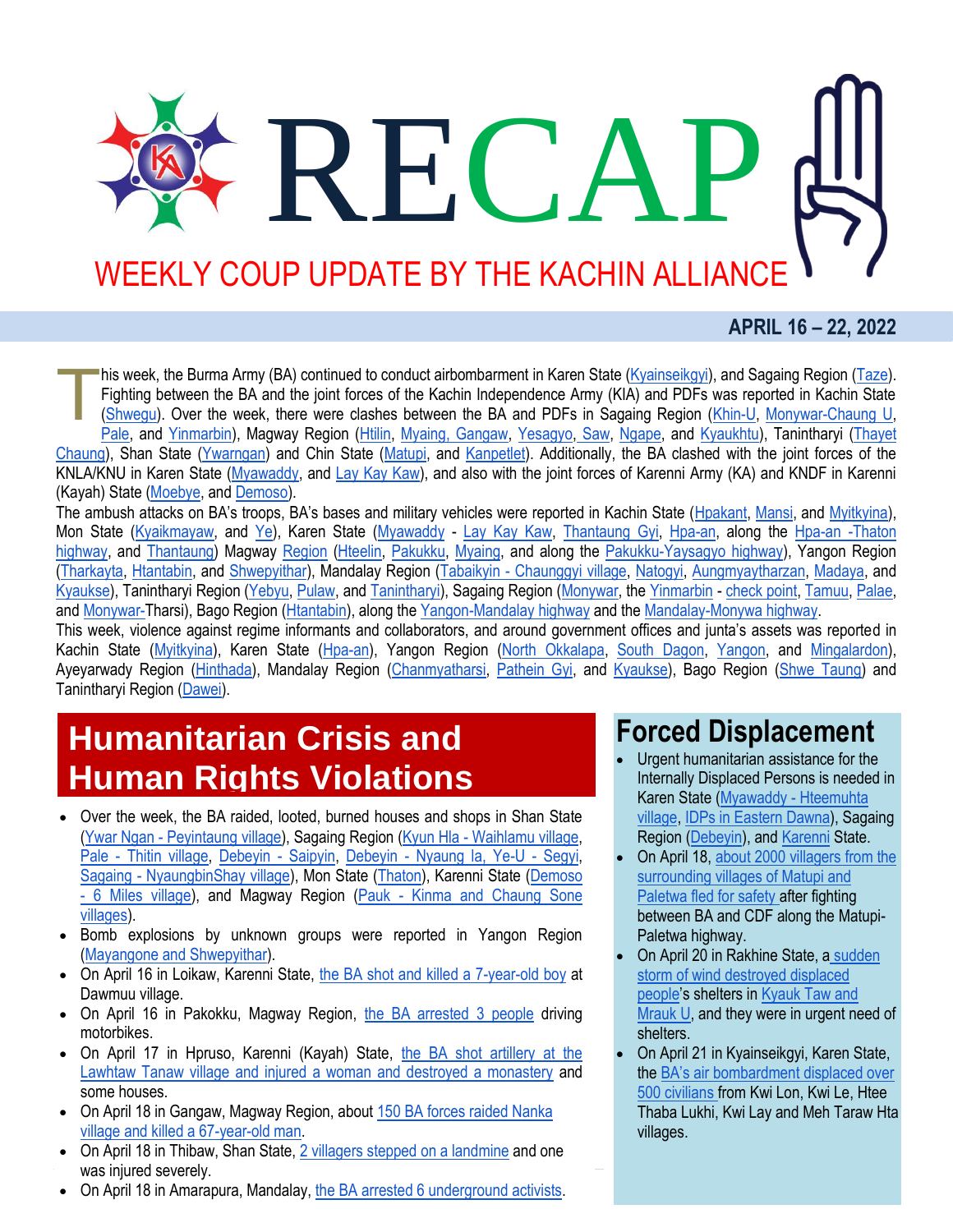# RECAP

## WEEKLY COUP UPDATE BY THE KACHIN ALLIANCE

**APRIL 16 – 22, 2022**

This week, the Burma Army (BA) continued to conduct airbombardment in Karen State (Kyainseikgyi), and Sagaing Region (Taze). Fighting between the BA and the joint forces of the Kachin Independence Army (KIA) and PDFs was reported in Kachin State (Shwegu). Over the week, there were clashes between the BA and PDFs in Sagaing Region (Khin-U, Monywar-Chaung U, Pale, and Yinmarbin), Magway Region (Htilin, Myaing, Gangaw, Yesagyo, Saw, Ngape, and Kyaukhtu), Tanintharyi (Thayet Chaung), Shan State (Ywarngan) and Chin State (Matupi, and Kanpetlet). Additionally, the BA clashed with the joint forces of the KNLA/KNU in Karen State (Myawaddy, and Lay Kay Kaw), and also with the joint forces of Karenni Army (KA) and KNDF in Karenni (Kayah) State (Moebye, and Demoso).

The ambush attacks on BA's troops, BA's bases and military vehicles were reported in Kachin State (Hpakant, Mansi, and Myitkyina), Mon State (Kyaikmayaw, and Ye), Karen State (Myawaddy - Lay Kay Kaw, Thantaung Gyi, Hpa-an, along the Hpa-an -Thaton highway, and Thantaung) Magway Region (Hteelin, Pakukku, Myaing, and along the Pakukku-Yaysagyo highway), Yangon Region (Tharkayta, Htantabin, and Shwepyithar), Mandalay Region (Tabaikyin - Chaunggyi village, Natogyi, Aungmyaytharzan, Madaya, and Kyaukse), Tanintharyi Region (Yebyu, Pulaw, and Tanintharyi), Sagaing Region (Monywar, the Yinmarbin - check point, Tamuu, Palae, and Monywar-Tharsi), Bago Region (Htantabin), along the Yangon-Mandalay highway and the Mandalay-Monywa highway.

This week, violence against regime informants and collaborators, and around government offices and junta's assets was reported in Kachin State (Myitkyina), Karen State (Hpa-an), Yangon Region (North Okkalapa, South Dagon, Yangon, and Mingalardon), Ayeyarwady Region (Hinthada), Mandalay Region (Chanmyatharsi, Pathein Gyi, and Kyaukse), Bago Region (Shwe Taung) and Tanintharyi Region (Dawei).

## Humanitarian Crisis and Human Rights Violations

- Over the week, the BA raided, looted, burned houses and shops in Shan State (Ywar Ngan - Peyintaung village), Sagaing Region (Kyun Hla - Waihlamu village, Pale - Thitin village, Debeyin - Saipyin, Debeyin - Nyaung la, Ye-U - Segyi, Sagaing - NyaungbinShay village), Mon State (Thaton), Karenni State (Demoso - 6 Miles village), and Magway Region (Pauk - Kinma and Chaung Sone villages).
- Bomb explosions by unknown groups were reported in Yangon Region (Mayangone and Shwepyithar).
- On April 16 in Loikaw, Karenni State, the BA shot and killed a 7-year-old boy at Dawmuu village.
- On April 16 in Pakokku, Magway Region, the BA arrested 3 people driving motorbikes.
- On April 17 in Hpruso, Karenni (Kayah) State, the BA shot artillery at the Lawhtaw Tanaw village and injured a woman and destroyed a monastery and some houses.
- On April 18 in Gangaw, Magway Region, about 150 BA forces raided Nanka village and killed a 67-year-old man.
- On April 18 in Thibaw, Shan State, 2 villagers stepped on a landmine and one was injured severely.
- On April 18 in Amarapura, Mandalay, the BA arrested 6 underground activists.

## Forced Displacement

- Urgent humanitarian assistance for the Internally Displaced Persons is needed in Karen State (Myawaddy - Hteemuhta village, IDPs in Eastern Dawna), Sagaing Region (Debeyin), and Karenni State.
- On April 18, about 2000 villagers from the surrounding villages of Matupi and Paletwa fled for safety after fighting between BA and CDF along the Matupi-Paletwa highway.
- On April 20 in Rakhine State, a sudden storm of wind destroyed displaced people's shelters in Kyauk Taw and Mrauk U, and they were in urgent need of shelters.
- On April 21 in Kyainseikgyi, Karen State, the BA's air bombardment displaced over 500 civilians from Kwi Lon, Kwi Le, Htee Thaba Lukhi, Kwi Lay and Meh Taraw Hta villages.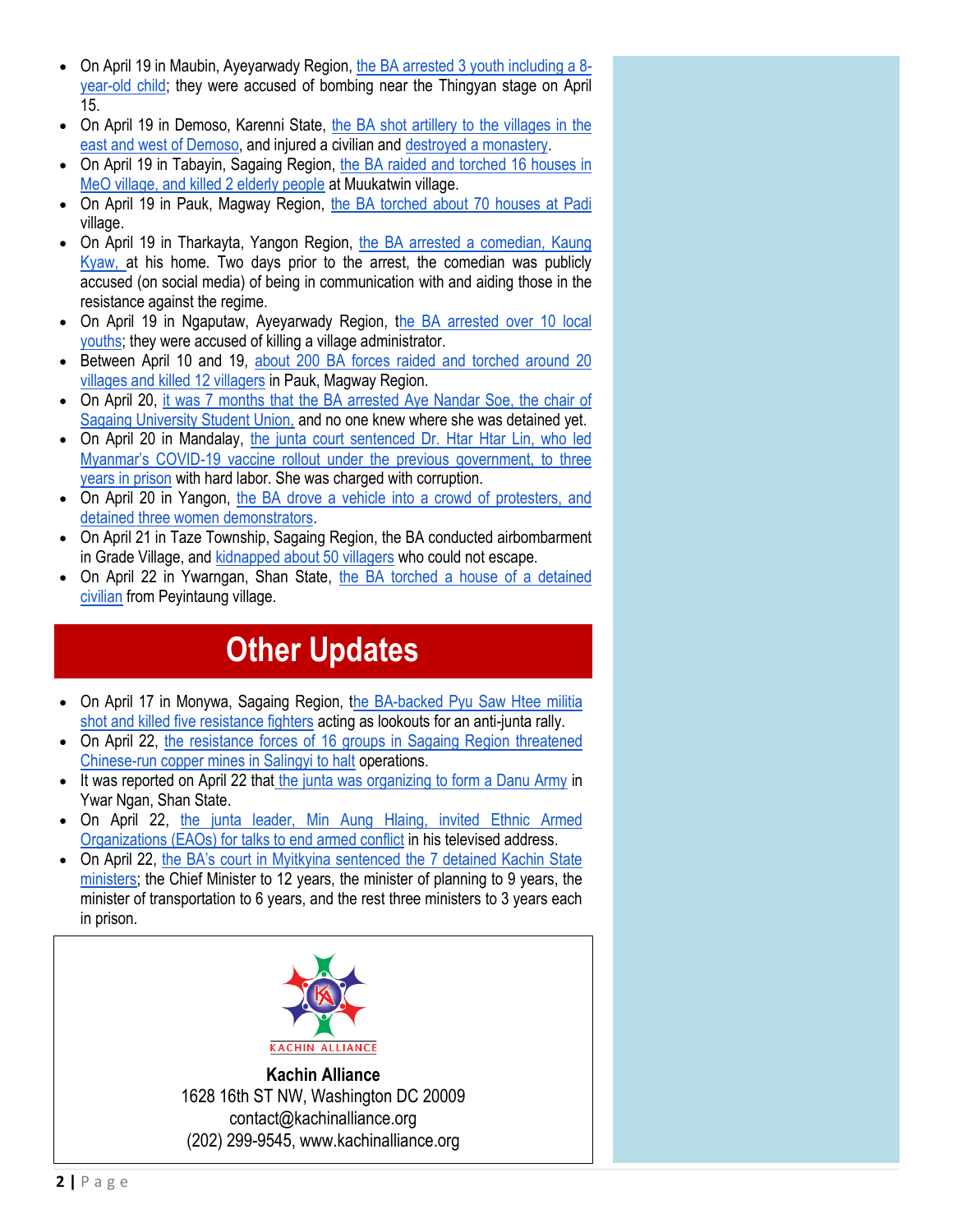- On April 19 in Maubin, Ayeyarwady Region, the BA arrested 3 youth including a 8-year-old child; they were accused of bombing near the Thingyan stage on April 15.
- On April 19 in Demoso, Karenni State, the BA shot artillery to the villages in the east and west of Demoso, and injured a civilian and destroyed a monastery.
- On April 19 in Tabayin, Sagaing Region, the BA raided and torched 16 houses in MeO village, and killed 2 elderly people at Muukatwin village.
- On April 19 in Pauk, Magway Region, the BA torched about 70 houses at Padi village.
- On April 19 in Tharkayta, Yangon Region, the BA arrested a comedian, Kaung Kyaw, at his home. Two days prior to the arrest, the comedian was publicly accused (on social media) of being in communication with and aiding those in the resistance against the regime.
- On April 19 in Ngaputaw, Ayeyarwady Region, the BA arrested over 10 local youths; they were accused of killing a village administrator.
- Between April 10 and 19, about 200 BA forces raided and torched around 20 villages and killed 12 villagers in Pauk, Magway Region.
- On April 20, it was 7 months that the BA arrested Aye Nandar Soe, the chair of Sagaing University Student Union, and no one knew where she was detained yet.
- On April 20 in Mandalay, the junta court sentenced Dr. Htar Htar Lin, who led Myanmar's COVID-19 vaccine rollout under the previous government, to three years in prison with hard labor. She was charged with corruption.
- On April 20 in Yangon, the BA drove a vehicle into a crowd of protesters, and detained three women demonstrators.
- On April 21 in Taze Township, Sagaing Region, the BA conducted airbombarment in Grade Village, and kidnapped about 50 villagers who could not escape.
- On April 22 in Ywarngan, Shan State, the BA torched a house of a detained civilian from Peyintaung village.

# Other Updates

- On April 17 in Monywa, Sagaing Region, the BA-backed Pyu Saw Htee militia shot and killed five resistance fighters acting as lookouts for an anti-junta rally.
- On April 22, the resistance forces of 16 groups in Sagaing Region threatened Chinese-run copper mines in Salingyi to halt operations.
- It was reported on April 22 that the junta was organizing to form a Danu Army in Ywar Ngan, Shan State.
- On April 22, the junta leader, Min Aung Hlaing, invited Ethnic Armed Organizations (EAOs) for talks to end armed conflict in his televised address.
- On April 22, the BA's court in Myitkyina sentenced the 7 detained Kachin State ministers; the Chief Minister to 12 years, the minister of planning to 9 years, the minister of transportation to 6 years, and the rest three ministers to 3 years each in prison.

KACHIN ALLIANCE

**Kachin Alliance**
1628 16th ST NW, Washington DC 20009
contact@kachinalliance.org
(202) 299-9545, www.kachinalliance.org